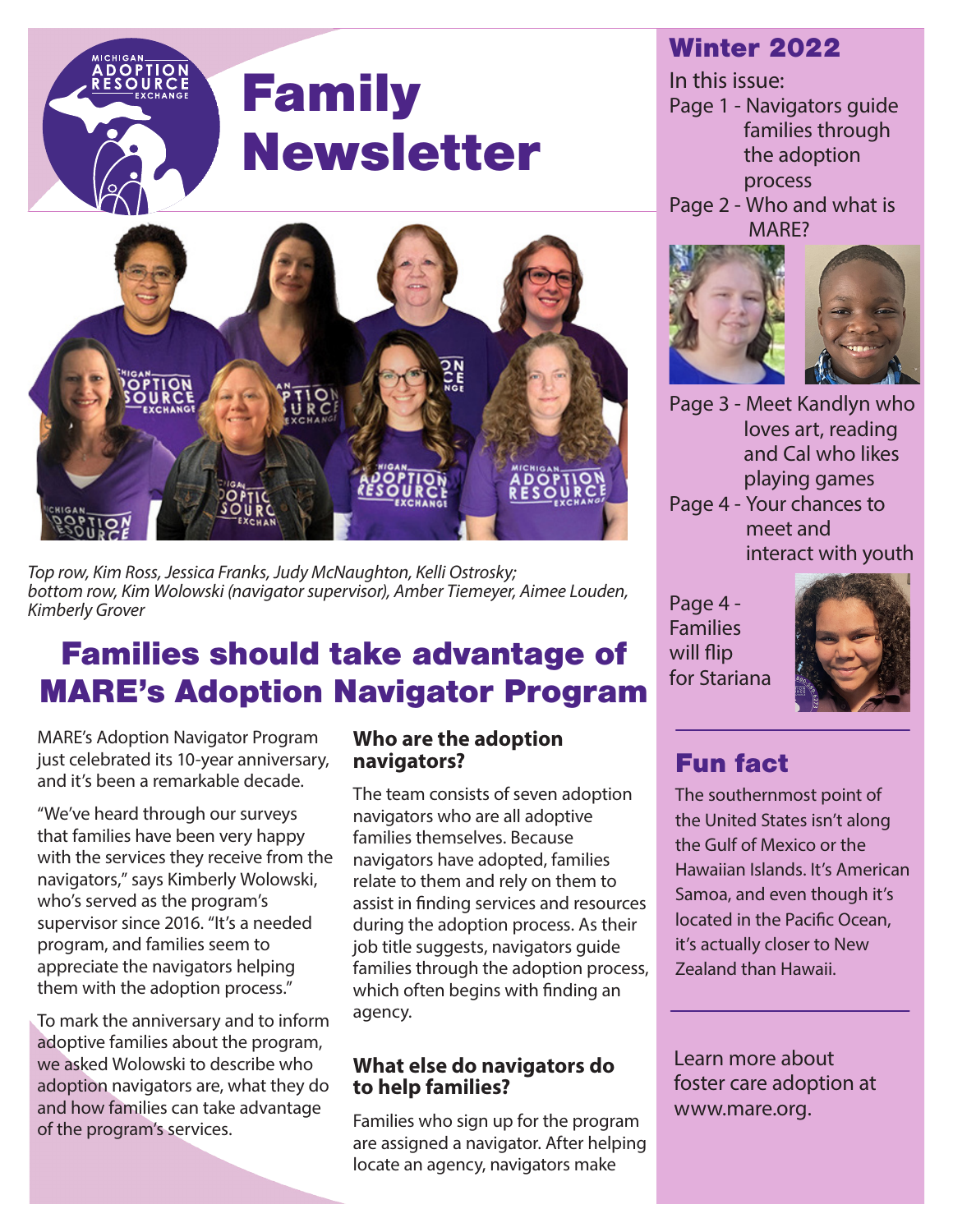# Family Newsletter

Top row, Kim Ross, Jessica Franks, Judy McNaughton, Kelli Ostrosky; bottom row, Kim Wolowski (navigator supervisor), Amber Tiemeyer, Aimee Louden, Kimberly Grover

## Families should take advantage of MARE's Adoption Navigator Program

MARE's Adoption Navigator Program just celebrated its 10-year anniversary, and it's been a remarkable decade.

"We've heard through our surveys that families have been very happy with the services they receive from the navigators," says Kimberly Wolowski, who's served as the program's supervisor since 2016. "It's a needed program, and families seem to appreciate the navigators helping them with the adoption process."

To mark the anniversary and to inform adoptive families about the program, we asked Wolowski to describe who adoption navigators are, what they do and how families can take advantage of the program's services.

### Who are the adoption navigators?

The team consists of seven adoption navigators who are all adoptive families themselves. Because navigators have adopted, families relate to them and rely on them to assist in finding services and resources during the adoption process. As their job title suggests, navigators guide families through the adoption process, which often begins with finding an agency.

### What else do navigators do to help families?

Families who sign up for the program are assigned a navigator. After helping locate an agency, navigators make

## Winter 2022

In this issue:

Page 1 - Navigators guide families through the adoption process

Page 2 - Who and what is MARE?

Page 3 - Meet Kandlyn who loves art, reading and Cal who likes playing games

Page 4 - Your chances to meet and interact with youth

Page 4 - Families will flip for Stariana

## Fun fact

The southernmost point of the United States isn't along the Gulf of Mexico or the Hawaiian Islands. It's American Samoa, and even though it's located in the Pacific Ocean, it's actually closer to New Zealand than Hawaii.

Learn more about foster care adoption at www.mare.org.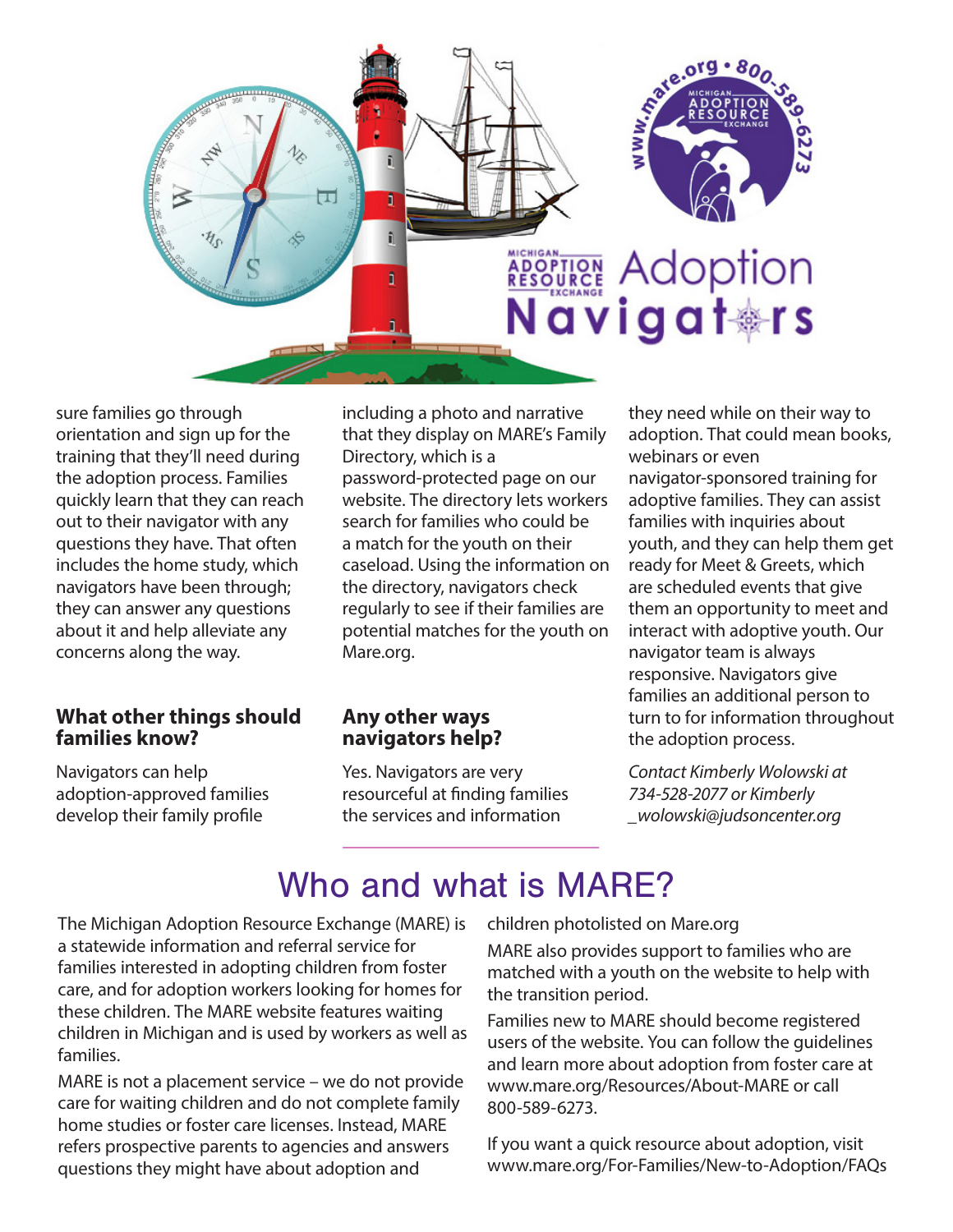Adoption Navigators

sure families go through orientation and sign up for the training that they'll need during the adoption process. Families quickly learn that they can reach out to their navigator with any questions they have. That often includes the home study, which navigators have been through; they can answer any questions about it and help alleviate any concerns along the way.

### What other things should families know?

Navigators can help adoption-approved families develop their family profile including a photo and narrative that they display on MARE's Family Directory, which is a password-protected page on our website. The directory lets workers search for families who could be a match for the youth on their caseload. Using the information on the directory, navigators check regularly to see if their families are potential matches for the youth on Mare.org.

### Any other ways navigators help?

Yes. Navigators are very resourceful at finding families the services and information they need while on their way to adoption. That could mean books, webinars or even navigator-sponsored training for adoptive families. They can assist families with inquiries about youth, and they can help them get ready for Meet & Greets, which are scheduled events that give them an opportunity to meet and interact with adoptive youth. Our navigator team is always responsive. Navigators give families an additional person to turn to for information throughout the adoption process.

*Contact Kimberly Wolowski at 734-528-2077 or Kimberly_wolowski@judsoncenter.org*

## Who and what is MARE?

The Michigan Adoption Resource Exchange (MARE) is a statewide information and referral service for families interested in adopting children from foster care, and for adoption workers looking for homes for these children. The MARE website features waiting children in Michigan and is used by workers as well as families.

MARE is not a placement service – we do not provide care for waiting children and do not complete family home studies or foster care licenses. Instead, MARE refers prospective parents to agencies and answers questions they might have about adoption and children photolisted on Mare.org

MARE also provides support to families who are matched with a youth on the website to help with the transition period.

Families new to MARE should become registered users of the website. You can follow the guidelines and learn more about adoption from foster care at www.mare.org/Resources/About-MARE or call 800-589-6273.

If you want a quick resource about adoption, visit www.mare.org/For-Families/New-to-Adoption/FAQs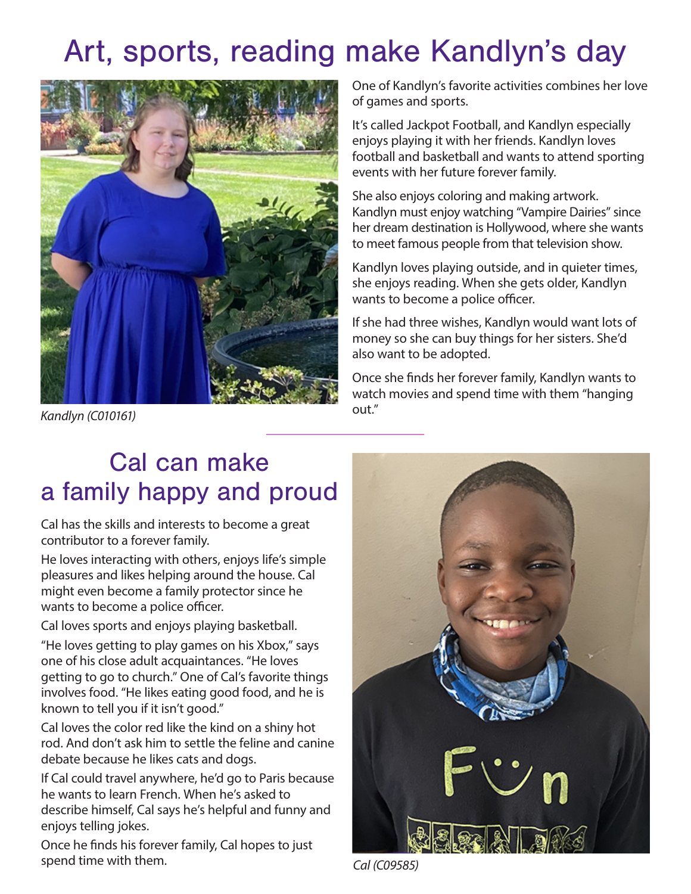# Art, sports, reading make Kandlyn's day

*Kandlyn (C010161)*

One of Kandlyn's favorite activities combines her love of games and sports.

It's called Jackpot Football, and Kandlyn especially enjoys playing it with her friends. Kandlyn loves football and basketball and wants to attend sporting events with her future forever family.

She also enjoys coloring and making artwork. Kandlyn must enjoy watching "Vampire Dairies" since her dream destination is Hollywood, where she wants to meet famous people from that television show.

Kandlyn loves playing outside, and in quieter times, she enjoys reading. When she gets older, Kandlyn wants to become a police officer.

If she had three wishes, Kandlyn would want lots of money so she can buy things for her sisters. She'd also want to be adopted.

Once she finds her forever family, Kandlyn wants to watch movies and spend time with them "hanging out."

# Cal can make a family happy and proud

Cal has the skills and interests to become a great contributor to a forever family.

He loves interacting with others, enjoys life's simple pleasures and likes helping around the house. Cal might even become a family protector since he wants to become a police officer.

Cal loves sports and enjoys playing basketball.

"He loves getting to play games on his Xbox," says one of his close adult acquaintances. "He loves getting to go to church." One of Cal's favorite things involves food. "He likes eating good food, and he is known to tell you if it isn't good."

Cal loves the color red like the kind on a shiny hot rod. And don't ask him to settle the feline and canine debate because he likes cats and dogs.

If Cal could travel anywhere, he'd go to Paris because he wants to learn French. When he's asked to describe himself, Cal says he's helpful and funny and enjoys telling jokes.

Once he finds his forever family, Cal hopes to just spend time with them.

*Cal (C09585)*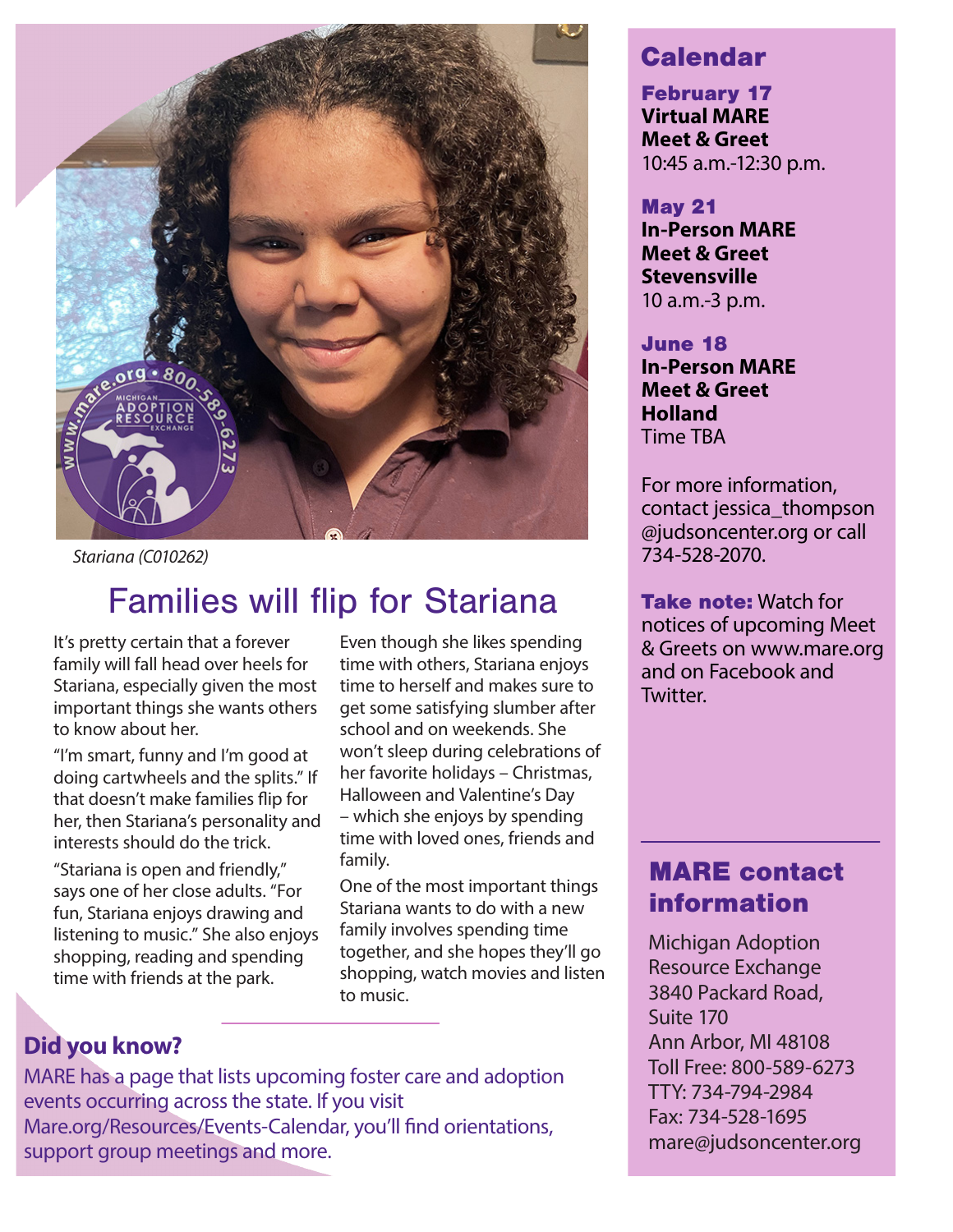Stariana (C010262)

# Families will flip for Stariana

It's pretty certain that a forever family will fall head over heels for Stariana, especially given the most important things she wants others to know about her.

"I'm smart, funny and I'm good at doing cartwheels and the splits." If that doesn't make families flip for her, then Stariana's personality and interests should do the trick.

"Stariana is open and friendly," says one of her close adults. "For fun, Stariana enjoys drawing and listening to music." She also enjoys shopping, reading and spending time with friends at the park.

Even though she likes spending time with others, Stariana enjoys time to herself and makes sure to get some satisfying slumber after school and on weekends. She won't sleep during celebrations of her favorite holidays – Christmas, Halloween and Valentine's Day – which she enjoys by spending time with loved ones, friends and family.

One of the most important things Stariana wants to do with a new family involves spending time together, and she hopes they'll go shopping, watch movies and listen to music.

## Did you know?

MARE has a page that lists upcoming foster care and adoption events occurring across the state. If you visit Mare.org/Resources/Events-Calendar, you'll find orientations, support group meetings and more.

## Calendar

**February 17**
**Virtual MARE Meet & Greet**
10:45 a.m.-12:30 p.m.

**May 21**
**In-Person MARE Meet & Greet Stevensville**
10 a.m.-3 p.m.

**June 18**
**In-Person MARE Meet & Greet Holland**
Time TBA

For more information, contact jessica_thompson@judsoncenter.org or call 734-528-2070.

**Take note:** Watch for notices of upcoming Meet & Greets on www.mare.org and on Facebook and Twitter.

## MARE contact information

Michigan Adoption Resource Exchange
3840 Packard Road, Suite 170
Ann Arbor, MI 48108
Toll Free: 800-589-6273
TTY: 734-794-2984
Fax: 734-528-1695
mare@judsoncenter.org